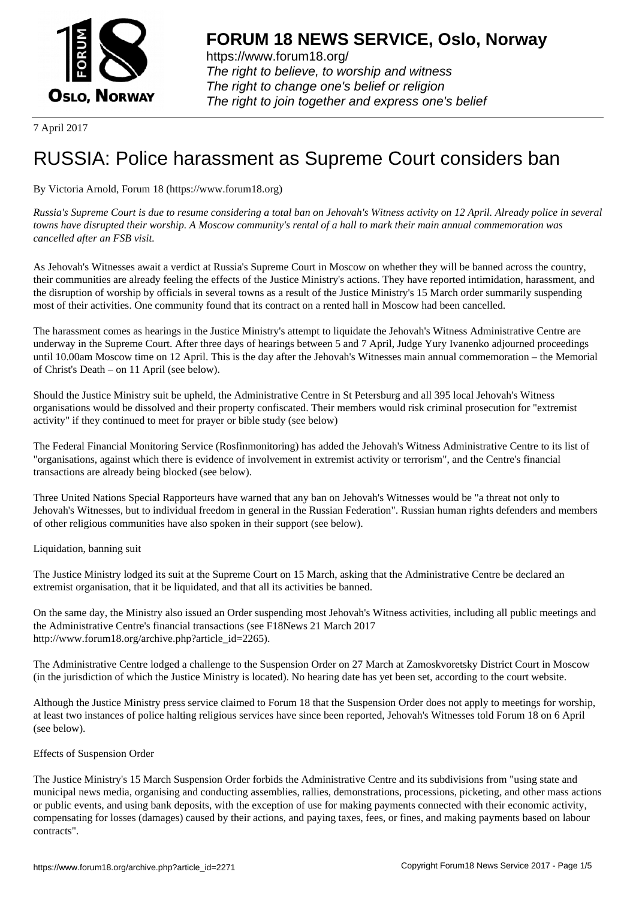FORUM 18 NEWS SERVICE, Oslo, Norway

https://www.forum18.org/
*The right to believe, to worship and witness*
*The right to change one's belief or religion*
*The right to join together and express one's belief*

7 April 2017

# RUSSIA: Police harassment as Supreme Court considers ban

By Victoria Arnold, Forum 18 (https://www.forum18.org)

*Russia's Supreme Court is due to resume considering a total ban on Jehovah's Witness activity on 12 April. Already police in several towns have disrupted their worship. A Moscow community's rental of a hall to mark their main annual commemoration was cancelled after an FSB visit.*

As Jehovah's Witnesses await a verdict at Russia's Supreme Court in Moscow on whether they will be banned across the country, their communities are already feeling the effects of the Justice Ministry's actions. They have reported intimidation, harassment, and the disruption of worship by officials in several towns as a result of the Justice Ministry's 15 March order summarily suspending most of their activities. One community found that its contract on a rented hall in Moscow had been cancelled.

The harassment comes as hearings in the Justice Ministry's attempt to liquidate the Jehovah's Witness Administrative Centre are underway in the Supreme Court. After three days of hearings between 5 and 7 April, Judge Yury Ivanenko adjourned proceedings until 10.00am Moscow time on 12 April. This is the day after the Jehovah's Witnesses main annual commemoration – the Memorial of Christ's Death – on 11 April (see below).

Should the Justice Ministry suit be upheld, the Administrative Centre in St Petersburg and all 395 local Jehovah's Witness organisations would be dissolved and their property confiscated. Their members would risk criminal prosecution for "extremist activity" if they continued to meet for prayer or bible study (see below)

The Federal Financial Monitoring Service (Rosfinmonitoring) has added the Jehovah's Witness Administrative Centre to its list of "organisations, against which there is evidence of involvement in extremist activity or terrorism", and the Centre's financial transactions are already being blocked (see below).

Three United Nations Special Rapporteurs have warned that any ban on Jehovah's Witnesses would be "a threat not only to Jehovah's Witnesses, but to individual freedom in general in the Russian Federation". Russian human rights defenders and members of other religious communities have also spoken in their support (see below).

## Liquidation, banning suit

The Justice Ministry lodged its suit at the Supreme Court on 15 March, asking that the Administrative Centre be declared an extremist organisation, that it be liquidated, and that all its activities be banned.

On the same day, the Ministry also issued an Order suspending most Jehovah's Witness activities, including all public meetings and the Administrative Centre's financial transactions (see F18News 21 March 2017 http://www.forum18.org/archive.php?article_id=2265).

The Administrative Centre lodged a challenge to the Suspension Order on 27 March at Zamoskvoretsky District Court in Moscow (in the jurisdiction of which the Justice Ministry is located). No hearing date has yet been set, according to the court website.

Although the Justice Ministry press service claimed to Forum 18 that the Suspension Order does not apply to meetings for worship, at least two instances of police halting religious services have since been reported, Jehovah's Witnesses told Forum 18 on 6 April (see below).

## Effects of Suspension Order

The Justice Ministry's 15 March Suspension Order forbids the Administrative Centre and its subdivisions from "using state and municipal news media, organising and conducting assemblies, rallies, demonstrations, processions, picketing, and other mass actions or public events, and using bank deposits, with the exception of use for making payments connected with their economic activity, compensating for losses (damages) caused by their actions, and paying taxes, fees, or fines, and making payments based on labour contracts".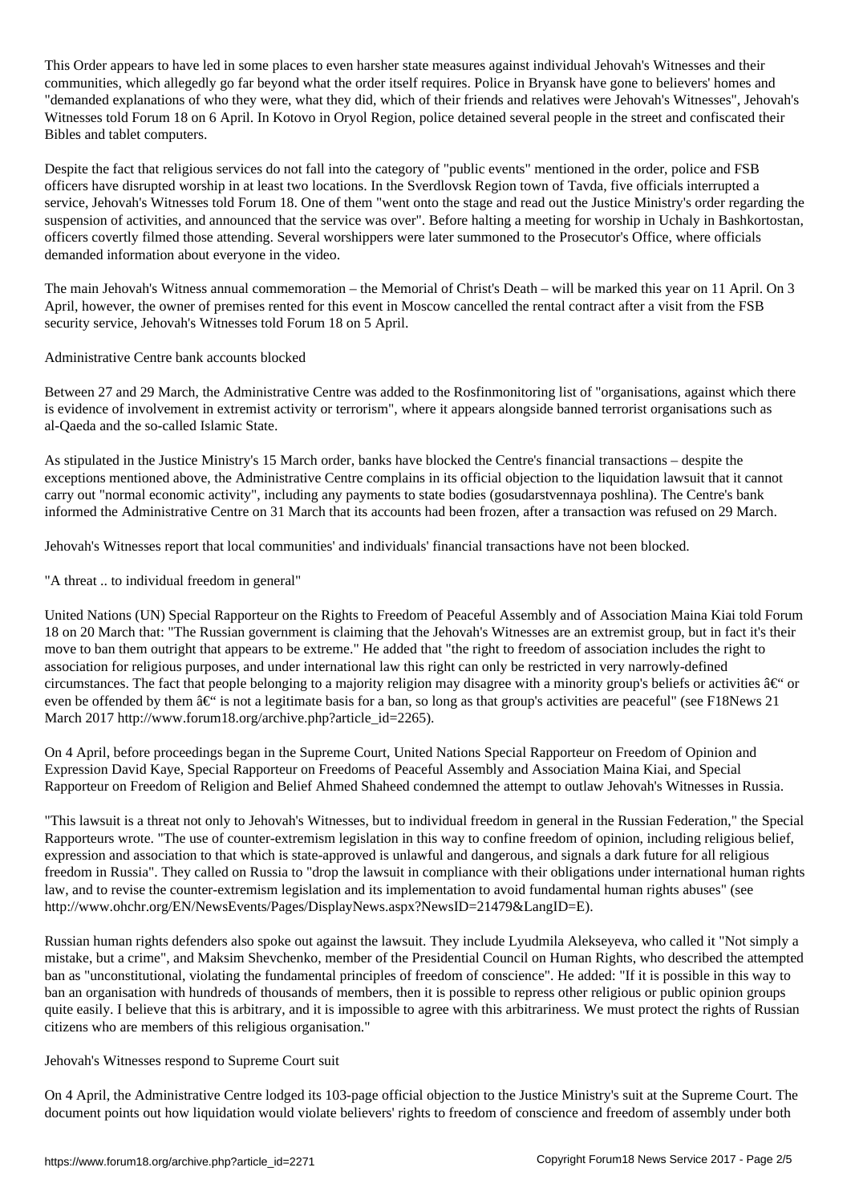This Order appears to have led in some places to even harsher state measures against individual Jehovah's Witnesses and their communities, which allegedly go far beyond what the order itself requires. Police in Bryansk have gone to believers' homes and "demanded explanations of who they were, what they did, which of their friends and relatives were Jehovah's Witnesses", Jehovah's Witnesses told Forum 18 on 6 April. In Kotovo in Oryol Region, police detained several people in the street and confiscated their Bibles and tablet computers.

Despite the fact that religious services do not fall into the category of "public events" mentioned in the order, police and FSB officers have disrupted worship in at least two locations. In the Sverdlovsk Region town of Tavda, five officials interrupted a service, Jehovah's Witnesses told Forum 18. One of them "went onto the stage and read out the Justice Ministry's order regarding the suspension of activities, and announced that the service was over". Before halting a meeting for worship in Uchaly in Bashkortostan, officers covertly filmed those attending. Several worshippers were later summoned to the Prosecutor's Office, where officials demanded information about everyone in the video.

The main Jehovah's Witness annual commemoration – the Memorial of Christ's Death – will be marked this year on 11 April. On 3 April, however, the owner of premises rented for this event in Moscow cancelled the rental contract after a visit from the FSB security service, Jehovah's Witnesses told Forum 18 on 5 April.

## Administrative Centre bank accounts blocked

Between 27 and 29 March, the Administrative Centre was added to the Rosfinmonitoring list of "organisations, against which there is evidence of involvement in extremist activity or terrorism", where it appears alongside banned terrorist organisations such as al-Qaeda and the so-called Islamic State.

As stipulated in the Justice Ministry's 15 March order, banks have blocked the Centre's financial transactions – despite the exceptions mentioned above, the Administrative Centre complains in its official objection to the liquidation lawsuit that it cannot carry out "normal economic activity", including any payments to state bodies (gosudarstvennaya poshlina). The Centre's bank informed the Administrative Centre on 31 March that its accounts had been frozen, after a transaction was refused on 29 March.

Jehovah's Witnesses report that local communities' and individuals' financial transactions have not been blocked.

## "A threat .. to individual freedom in general"

United Nations (UN) Special Rapporteur on the Rights to Freedom of Peaceful Assembly and of Association Maina Kiai told Forum 18 on 20 March that: "The Russian government is claiming that the Jehovah's Witnesses are an extremist group, but in fact it's their move to ban them outright that appears to be extreme." He added that "the right to freedom of association includes the right to association for religious purposes, and under international law this right can only be restricted in very narrowly-defined circumstances. The fact that people belonging to a majority religion may disagree with a minority group's beliefs or activities â€“ or even be offended by them â€“ is not a legitimate basis for a ban, so long as that group's activities are peaceful" (see F18News 21 March 2017 http://www.forum18.org/archive.php?article_id=2265).

On 4 April, before proceedings began in the Supreme Court, United Nations Special Rapporteur on Freedom of Opinion and Expression David Kaye, Special Rapporteur on Freedoms of Peaceful Assembly and Association Maina Kiai, and Special Rapporteur on Freedom of Religion and Belief Ahmed Shaheed condemned the attempt to outlaw Jehovah's Witnesses in Russia.

"This lawsuit is a threat not only to Jehovah's Witnesses, but to individual freedom in general in the Russian Federation," the Special Rapporteurs wrote. "The use of counter-extremism legislation in this way to confine freedom of opinion, including religious belief, expression and association to that which is state-approved is unlawful and dangerous, and signals a dark future for all religious freedom in Russia". They called on Russia to "drop the lawsuit in compliance with their obligations under international human rights law, and to revise the counter-extremism legislation and its implementation to avoid fundamental human rights abuses" (see http://www.ohchr.org/EN/NewsEvents/Pages/DisplayNews.aspx?NewsID=21479&LangID=E).

Russian human rights defenders also spoke out against the lawsuit. They include Lyudmila Alekseyeva, who called it "Not simply a mistake, but a crime", and Maksim Shevchenko, member of the Presidential Council on Human Rights, who described the attempted ban as "unconstitutional, violating the fundamental principles of freedom of conscience". He added: "If it is possible in this way to ban an organisation with hundreds of thousands of members, then it is possible to repress other religious or public opinion groups quite easily. I believe that this is arbitrary, and it is impossible to agree with this arbitrariness. We must protect the rights of Russian citizens who are members of this religious organisation."

## Jehovah's Witnesses respond to Supreme Court suit

On 4 April, the Administrative Centre lodged its 103-page official objection to the Justice Ministry's suit at the Supreme Court. The document points out how liquidation would violate believers' rights to freedom of conscience and freedom of assembly under both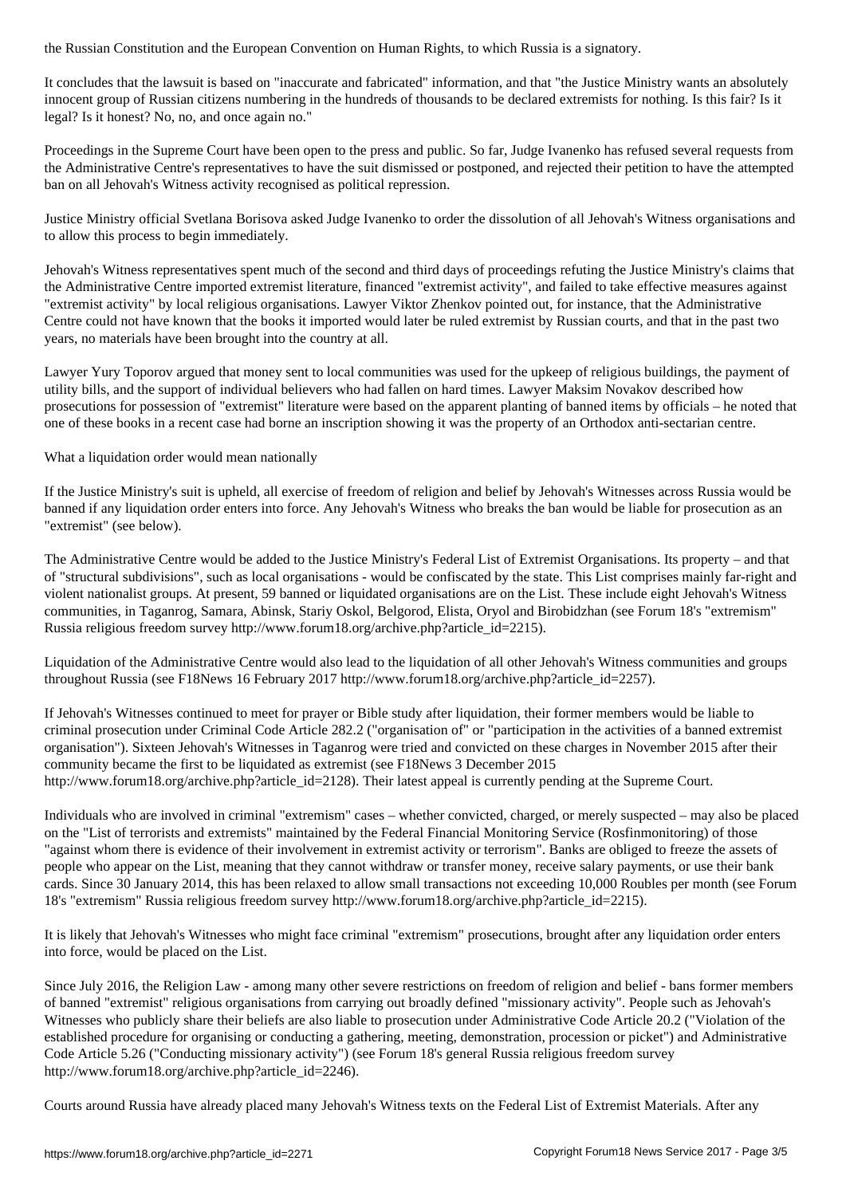the Russian Constitution and the European Convention on Human Rights, to which Russia is a signatory.

It concludes that the lawsuit is based on "inaccurate and fabricated" information, and that "the Justice Ministry wants an absolutely innocent group of Russian citizens numbering in the hundreds of thousands to be declared extremists for nothing. Is this fair? Is it legal? Is it honest? No, no, and once again no."

Proceedings in the Supreme Court have been open to the press and public. So far, Judge Ivanenko has refused several requests from the Administrative Centre's representatives to have the suit dismissed or postponed, and rejected their petition to have the attempted ban on all Jehovah's Witness activity recognised as political repression.

Justice Ministry official Svetlana Borisova asked Judge Ivanenko to order the dissolution of all Jehovah's Witness organisations and to allow this process to begin immediately.

Jehovah's Witness representatives spent much of the second and third days of proceedings refuting the Justice Ministry's claims that the Administrative Centre imported extremist literature, financed "extremist activity", and failed to take effective measures against "extremist activity" by local religious organisations. Lawyer Viktor Zhenkov pointed out, for instance, that the Administrative Centre could not have known that the books it imported would later be ruled extremist by Russian courts, and that in the past two years, no materials have been brought into the country at all.

Lawyer Yury Toporov argued that money sent to local communities was used for the upkeep of religious buildings, the payment of utility bills, and the support of individual believers who had fallen on hard times. Lawyer Maksim Novakov described how prosecutions for possession of "extremist" literature were based on the apparent planting of banned items by officials – he noted that one of these books in a recent case had borne an inscription showing it was the property of an Orthodox anti-sectarian centre.

## What a liquidation order would mean nationally

If the Justice Ministry's suit is upheld, all exercise of freedom of religion and belief by Jehovah's Witnesses across Russia would be banned if any liquidation order enters into force. Any Jehovah's Witness who breaks the ban would be liable for prosecution as an "extremist" (see below).

The Administrative Centre would be added to the Justice Ministry's Federal List of Extremist Organisations. Its property – and that of "structural subdivisions", such as local organisations - would be confiscated by the state. This List comprises mainly far-right and violent nationalist groups. At present, 59 banned or liquidated organisations are on the List. These include eight Jehovah's Witness communities, in Taganrog, Samara, Abinsk, Stariy Oskol, Belgorod, Elista, Oryol and Birobidzhan (see Forum 18's "extremism" Russia religious freedom survey http://www.forum18.org/archive.php?article_id=2215).

Liquidation of the Administrative Centre would also lead to the liquidation of all other Jehovah's Witness communities and groups throughout Russia (see F18News 16 February 2017 http://www.forum18.org/archive.php?article_id=2257).

If Jehovah's Witnesses continued to meet for prayer or Bible study after liquidation, their former members would be liable to criminal prosecution under Criminal Code Article 282.2 ("organisation of" or "participation in the activities of a banned extremist organisation"). Sixteen Jehovah's Witnesses in Taganrog were tried and convicted on these charges in November 2015 after their community became the first to be liquidated as extremist (see F18News 3 December 2015 http://www.forum18.org/archive.php?article_id=2128). Their latest appeal is currently pending at the Supreme Court.

Individuals who are involved in criminal "extremism" cases – whether convicted, charged, or merely suspected – may also be placed on the "List of terrorists and extremists" maintained by the Federal Financial Monitoring Service (Rosfinmonitoring) of those "against whom there is evidence of their involvement in extremist activity or terrorism". Banks are obliged to freeze the assets of people who appear on the List, meaning that they cannot withdraw or transfer money, receive salary payments, or use their bank cards. Since 30 January 2014, this has been relaxed to allow small transactions not exceeding 10,000 Roubles per month (see Forum 18's "extremism" Russia religious freedom survey http://www.forum18.org/archive.php?article_id=2215).

It is likely that Jehovah's Witnesses who might face criminal "extremism" prosecutions, brought after any liquidation order enters into force, would be placed on the List.

Since July 2016, the Religion Law - among many other severe restrictions on freedom of religion and belief - bans former members of banned "extremist" religious organisations from carrying out broadly defined "missionary activity". People such as Jehovah's Witnesses who publicly share their beliefs are also liable to prosecution under Administrative Code Article 20.2 ("Violation of the established procedure for organising or conducting a gathering, meeting, demonstration, procession or picket") and Administrative Code Article 5.26 ("Conducting missionary activity") (see Forum 18's general Russia religious freedom survey http://www.forum18.org/archive.php?article_id=2246).

Courts around Russia have already placed many Jehovah's Witness texts on the Federal List of Extremist Materials. After any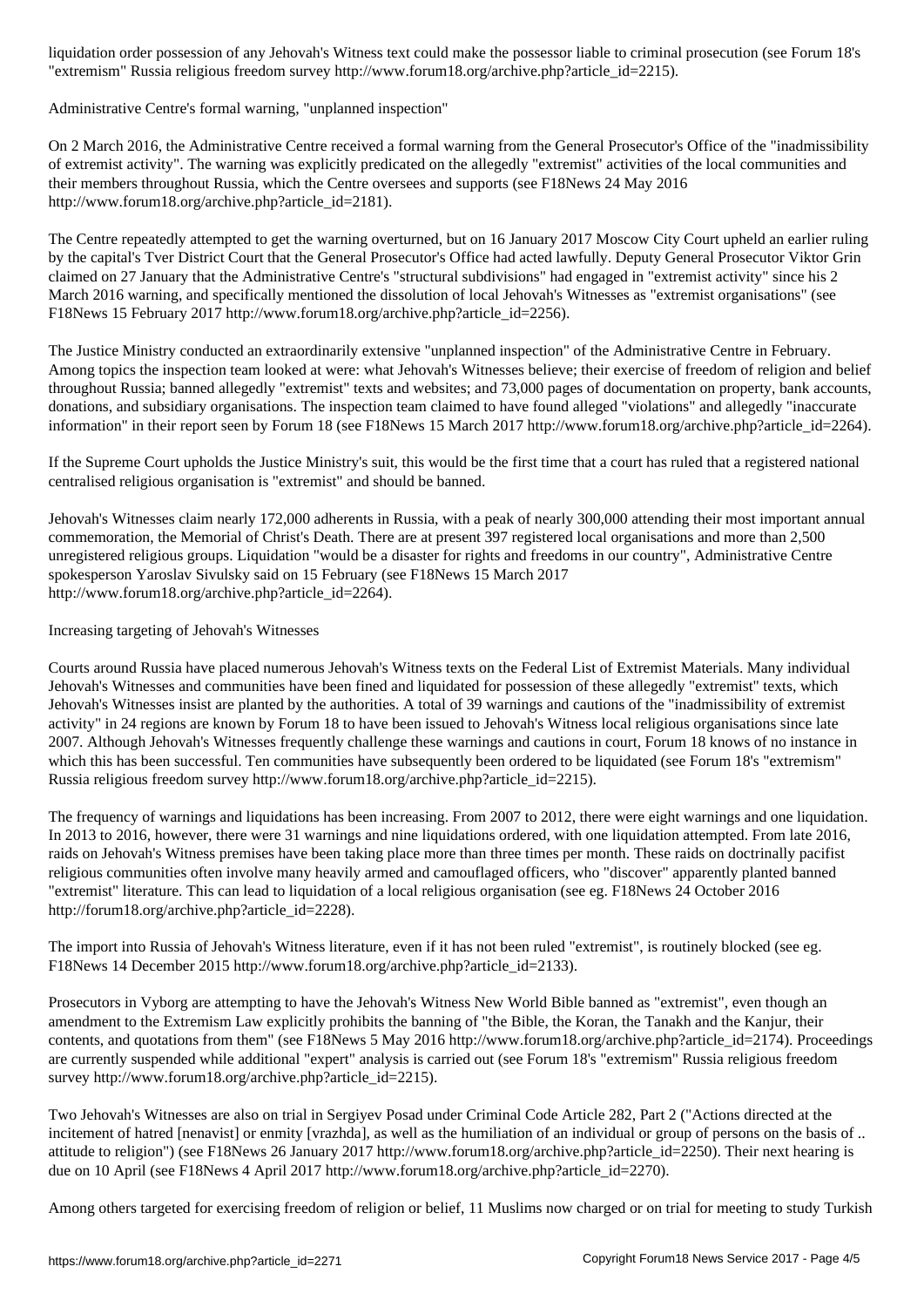liquidation order possession of any Jehovah's Witness text could make the possessor liable to criminal prosecution (see Forum 18's "extremism" Russia religious freedom survey http://www.forum18.org/archive.php?article_id=2215).

## Administrative Centre's formal warning, "unplanned inspection"

On 2 March 2016, the Administrative Centre received a formal warning from the General Prosecutor's Office of the "inadmissibility of extremist activity". The warning was explicitly predicated on the allegedly "extremist" activities of the local communities and their members throughout Russia, which the Centre oversees and supports (see F18News 24 May 2016 http://www.forum18.org/archive.php?article_id=2181).

The Centre repeatedly attempted to get the warning overturned, but on 16 January 2017 Moscow City Court upheld an earlier ruling by the capital's Tver District Court that the General Prosecutor's Office had acted lawfully. Deputy General Prosecutor Viktor Grin claimed on 27 January that the Administrative Centre's "structural subdivisions" had engaged in "extremist activity" since his 2 March 2016 warning, and specifically mentioned the dissolution of local Jehovah's Witnesses as "extremist organisations" (see F18News 15 February 2017 http://www.forum18.org/archive.php?article_id=2256).

The Justice Ministry conducted an extraordinarily extensive "unplanned inspection" of the Administrative Centre in February. Among topics the inspection team looked at were: what Jehovah's Witnesses believe; their exercise of freedom of religion and belief throughout Russia; banned allegedly "extremist" texts and websites; and 73,000 pages of documentation on property, bank accounts, donations, and subsidiary organisations. The inspection team claimed to have found alleged "violations" and allegedly "inaccurate information" in their report seen by Forum 18 (see F18News 15 March 2017 http://www.forum18.org/archive.php?article_id=2264).

If the Supreme Court upholds the Justice Ministry's suit, this would be the first time that a court has ruled that a registered national centralised religious organisation is "extremist" and should be banned.

Jehovah's Witnesses claim nearly 172,000 adherents in Russia, with a peak of nearly 300,000 attending their most important annual commemoration, the Memorial of Christ's Death. There are at present 397 registered local organisations and more than 2,500 unregistered religious groups. Liquidation "would be a disaster for rights and freedoms in our country", Administrative Centre spokesperson Yaroslav Sivulsky said on 15 February (see F18News 15 March 2017 http://www.forum18.org/archive.php?article_id=2264).

## Increasing targeting of Jehovah's Witnesses

Courts around Russia have placed numerous Jehovah's Witness texts on the Federal List of Extremist Materials. Many individual Jehovah's Witnesses and communities have been fined and liquidated for possession of these allegedly "extremist" texts, which Jehovah's Witnesses insist are planted by the authorities. A total of 39 warnings and cautions of the "inadmissibility of extremist activity" in 24 regions are known by Forum 18 to have been issued to Jehovah's Witness local religious organisations since late 2007. Although Jehovah's Witnesses frequently challenge these warnings and cautions in court, Forum 18 knows of no instance in which this has been successful. Ten communities have subsequently been ordered to be liquidated (see Forum 18's "extremism" Russia religious freedom survey http://www.forum18.org/archive.php?article_id=2215).

The frequency of warnings and liquidations has been increasing. From 2007 to 2012, there were eight warnings and one liquidation. In 2013 to 2016, however, there were 31 warnings and nine liquidations ordered, with one liquidation attempted. From late 2016, raids on Jehovah's Witness premises have been taking place more than three times per month. These raids on doctrinally pacifist religious communities often involve many heavily armed and camouflaged officers, who "discover" apparently planted banned "extremist" literature. This can lead to liquidation of a local religious organisation (see eg. F18News 24 October 2016 http://forum18.org/archive.php?article_id=2228).

The import into Russia of Jehovah's Witness literature, even if it has not been ruled "extremist", is routinely blocked (see eg. F18News 14 December 2015 http://www.forum18.org/archive.php?article_id=2133).

Prosecutors in Vyborg are attempting to have the Jehovah's Witness New World Bible banned as "extremist", even though an amendment to the Extremism Law explicitly prohibits the banning of "the Bible, the Koran, the Tanakh and the Kanjur, their contents, and quotations from them" (see F18News 5 May 2016 http://www.forum18.org/archive.php?article_id=2174). Proceedings are currently suspended while additional "expert" analysis is carried out (see Forum 18's "extremism" Russia religious freedom survey http://www.forum18.org/archive.php?article_id=2215).

Two Jehovah's Witnesses are also on trial in Sergiyev Posad under Criminal Code Article 282, Part 2 ("Actions directed at the incitement of hatred [nenavist] or enmity [vrazhda], as well as the humiliation of an individual or group of persons on the basis of .. attitude to religion") (see F18News 26 January 2017 http://www.forum18.org/archive.php?article_id=2250). Their next hearing is due on 10 April (see F18News 4 April 2017 http://www.forum18.org/archive.php?article_id=2270).

Among others targeted for exercising freedom of religion or belief, 11 Muslims now charged or on trial for meeting to study Turkish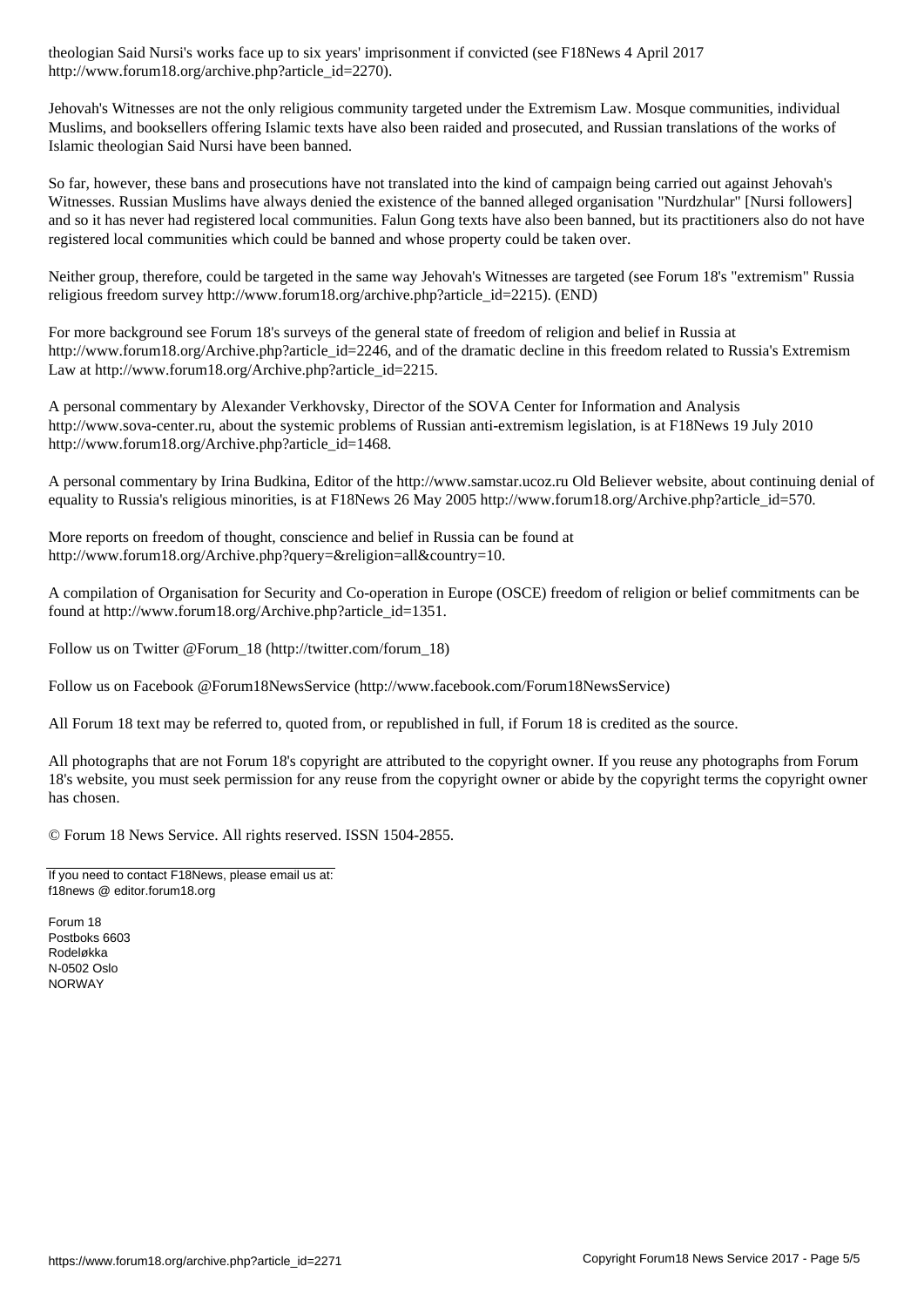theologian Said Nursi's works face up to six years' imprisonment if convicted (see F18News 4 April 2017 http://www.forum18.org/archive.php?article_id=2270).

Jehovah's Witnesses are not the only religious community targeted under the Extremism Law. Mosque communities, individual Muslims, and booksellers offering Islamic texts have also been raided and prosecuted, and Russian translations of the works of Islamic theologian Said Nursi have been banned.

So far, however, these bans and prosecutions have not translated into the kind of campaign being carried out against Jehovah's Witnesses. Russian Muslims have always denied the existence of the banned alleged organisation "Nurdzhular" [Nursi followers] and so it has never had registered local communities. Falun Gong texts have also been banned, but its practitioners also do not have registered local communities which could be banned and whose property could be taken over.

Neither group, therefore, could be targeted in the same way Jehovah's Witnesses are targeted (see Forum 18's "extremism" Russia religious freedom survey http://www.forum18.org/archive.php?article_id=2215). (END)

For more background see Forum 18's surveys of the general state of freedom of religion and belief in Russia at http://www.forum18.org/Archive.php?article_id=2246, and of the dramatic decline in this freedom related to Russia's Extremism Law at http://www.forum18.org/Archive.php?article_id=2215.

A personal commentary by Alexander Verkhovsky, Director of the SOVA Center for Information and Analysis http://www.sova-center.ru, about the systemic problems of Russian anti-extremism legislation, is at F18News 19 July 2010 http://www.forum18.org/Archive.php?article_id=1468.

A personal commentary by Irina Budkina, Editor of the http://www.samstar.ucoz.ru Old Believer website, about continuing denial of equality to Russia's religious minorities, is at F18News 26 May 2005 http://www.forum18.org/Archive.php?article_id=570.

More reports on freedom of thought, conscience and belief in Russia can be found at http://www.forum18.org/Archive.php?query=&religion=all&country=10.

A compilation of Organisation for Security and Co-operation in Europe (OSCE) freedom of religion or belief commitments can be found at http://www.forum18.org/Archive.php?article_id=1351.

Follow us on Twitter @Forum_18 (http://twitter.com/forum_18)

Follow us on Facebook @Forum18NewsService (http://www.facebook.com/Forum18NewsService)

All Forum 18 text may be referred to, quoted from, or republished in full, if Forum 18 is credited as the source.

All photographs that are not Forum 18's copyright are attributed to the copyright owner. If you reuse any photographs from Forum 18's website, you must seek permission for any reuse from the copyright owner or abide by the copyright terms the copyright owner has chosen.

© Forum 18 News Service. All rights reserved. ISSN 1504-2855.

---

If you need to contact F18News, please email us at:
f18news @ editor.forum18.org

Forum 18
Postboks 6603
Rodeløkka
N-0502 Oslo
NORWAY